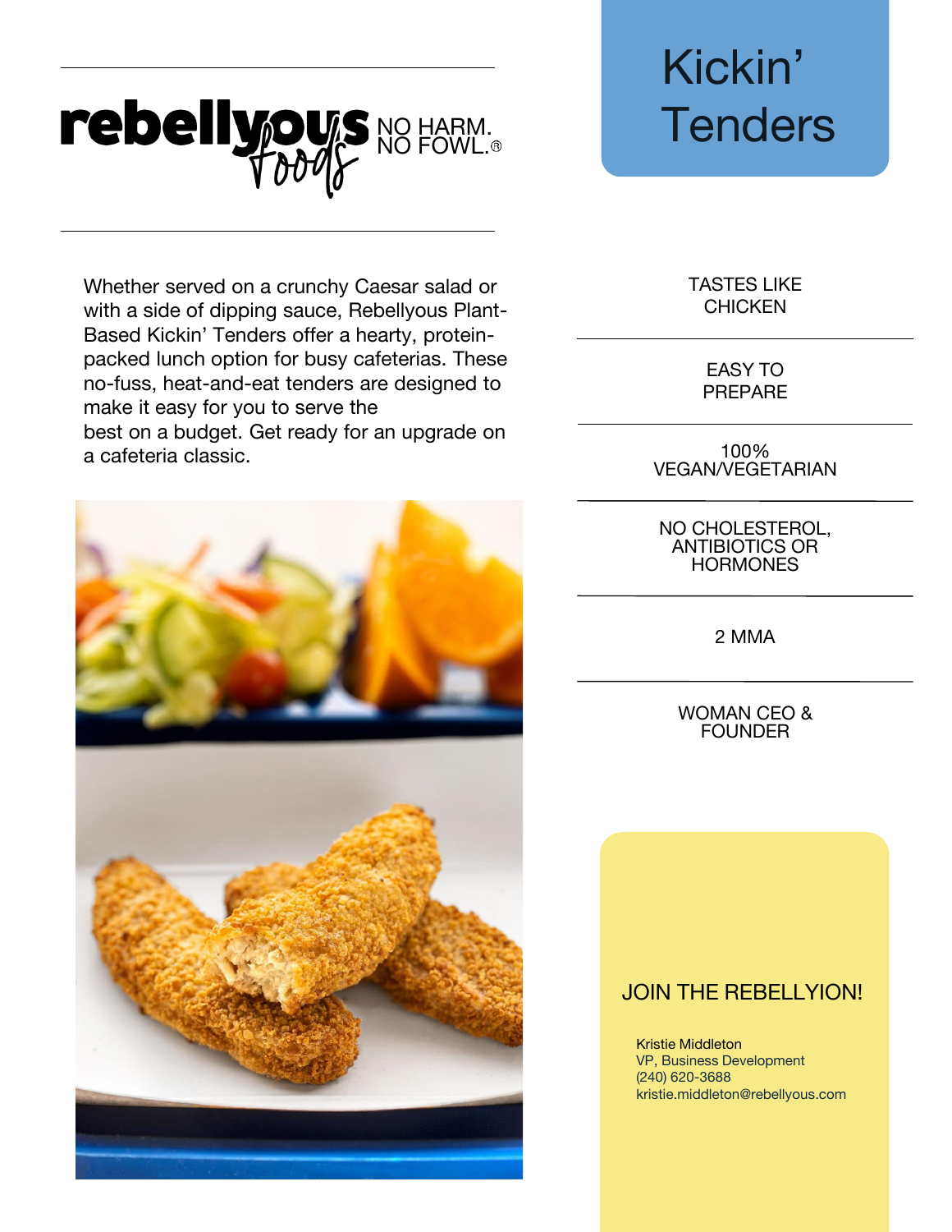rebellyous foods NO HARM. NO FOWL.®

# Kickin' Tenders

Whether served on a crunchy Caesar salad or with a side of dipping sauce, Rebellyous Plant-Based Kickin' Tenders offer a hearty, protein-packed lunch option for busy cafeterias. These no-fuss, heat-and-eat tenders are designed to make it easy for you to serve the best on a budget. Get ready for an upgrade on a cafeteria classic.

- TASTES LIKE CHICKEN
- EASY TO PREPARE
- 100% VEGAN/VEGETARIAN
- NO CHOLESTEROL, ANTIBIOTICS OR HORMONES
- 2 MMA
- WOMAN CEO & FOUNDER

## JOIN THE REBELLYION!

Kristie Middleton
VP, Business Development
(240) 620-3688
kristie.middleton@rebellyous.com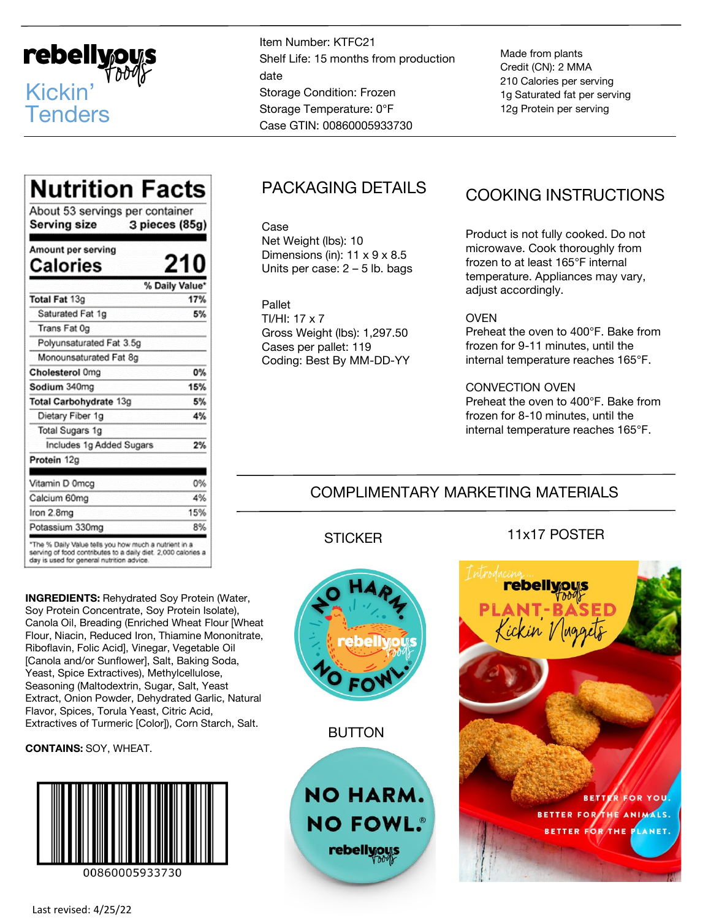# rebellyous foods

## Kickin' Tenders

Item Number: KTFC21
Shelf Life: 15 months from production date
Storage Condition: Frozen
Storage Temperature: 0°F
Case GTIN: 00860005933730

Made from plants
Credit (CN): 2 MMA
210 Calories per serving
1g Saturated fat per serving
12g Protein per serving

## Nutrition Facts

About 53 servings per container
**Serving size** **3 pieces (85g)**

| Amount per serving | |
|---|---|
| **Calories** | **210** |
| | **% Daily Value*** |
| **Total Fat** 13g | **17%** |
| Saturated Fat 1g | **5%** |
| *Trans* Fat 0g | |
| Polyunsaturated Fat 3.5g | |
| Monounsaturated Fat 8g | |
| **Cholesterol** 0mg | **0%** |
| **Sodium** 340mg | **15%** |
| **Total Carbohydrate** 13g | **5%** |
| Dietary Fiber 1g | **4%** |
| Total Sugars 1g | |
| Includes 1g Added Sugars | **2%** |
| **Protein** 12g | |
| Vitamin D 0mcg | 0% |
| Calcium 60mg | 4% |
| Iron 2.8mg | 15% |
| Potassium 330mg | 8% |

*The % Daily Value tells you how much a nutrient in a serving of food contributes to a daily diet. 2,000 calories a day is used for general nutrition advice.

**INGREDIENTS:** Rehydrated Soy Protein (Water, Soy Protein Concentrate, Soy Protein Isolate), Canola Oil, Breading (Enriched Wheat Flour [Wheat Flour, Niacin, Reduced Iron, Thiamine Mononitrate, Riboflavin, Folic Acid], Vinegar, Vegetable Oil [Canola and/or Sunflower], Salt, Baking Soda, Yeast, Spice Extractives), Methylcellulose, Seasoning (Maltodextrin, Sugar, Salt, Yeast Extract, Onion Powder, Dehydrated Garlic, Natural Flavor, Spices, Torula Yeast, Citric Acid, Extractives of Turmeric [Color]), Corn Starch, Salt.

**CONTAINS:** SOY, WHEAT.

00860005933730

## PACKAGING DETAILS

Case
Net Weight (lbs): 10
Dimensions (in): 11 x 9 x 8.5
Units per case: 2 – 5 lb. bags

Pallet
TI/HI: 17 x 7
Gross Weight (lbs): 1,297.50
Cases per pallet: 119
Coding: Best By MM-DD-YY

## COOKING INSTRUCTIONS

Product is not fully cooked. Do not microwave. Cook thoroughly from frozen to at least 165°F internal temperature. Appliances may vary, adjust accordingly.

OVEN
Preheat the oven to 400°F. Bake from frozen for 9-11 minutes, until the internal temperature reaches 165°F.

CONVECTION OVEN
Preheat the oven to 400°F. Bake from frozen for 8-10 minutes, until the internal temperature reaches 165°F.

## COMPLIMENTARY MARKETING MATERIALS

STICKER

NO HARM, NO FOWL.® rebellyous foods

BUTTON

NO HARM. NO FOWL.® rebellyous foods

11x17 POSTER

Introducing... rebellyous foods PLANT-BASED Kickin' Nuggets

BETTER FOR YOU. BETTER FOR THE ANIMALS. BETTER FOR THE PLANET.

Last revised: 4/25/22